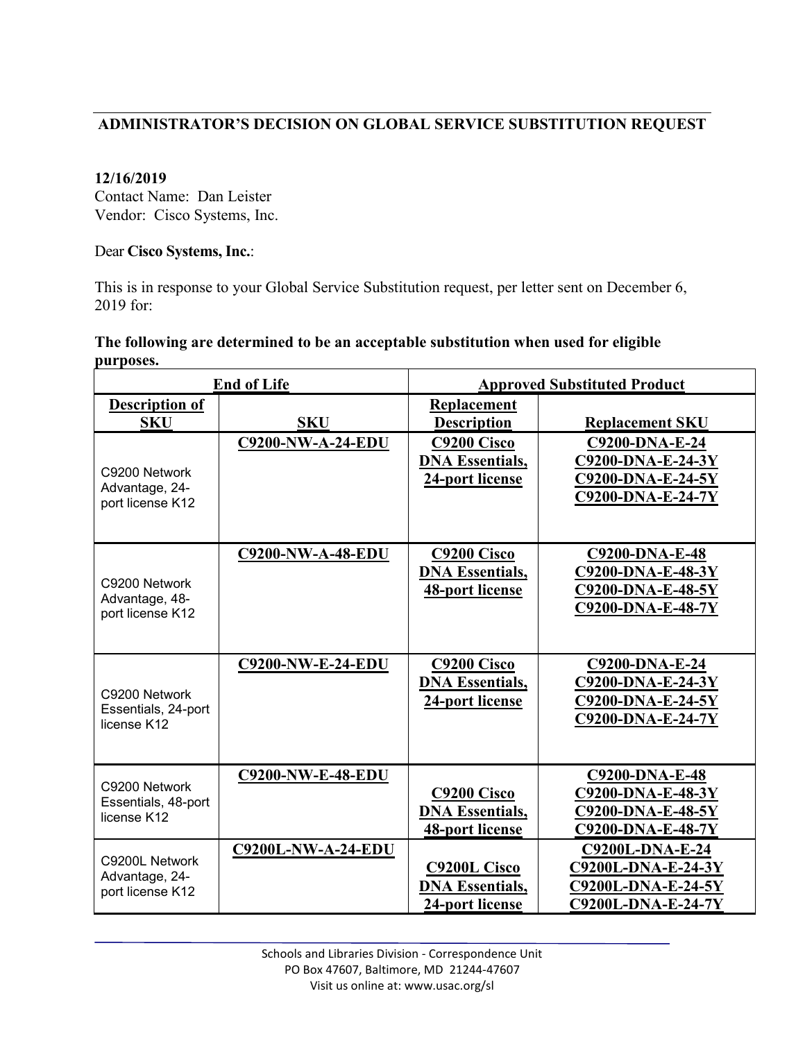## ADMINISTRATOR'S DECISION ON GLOBAL SERVICE SUBSTITUTION REQUEST

**12/16/2019**
Contact Name: Dan Leister
Vendor: Cisco Systems, Inc.

Dear **Cisco Systems, Inc.**:

This is in response to your Global Service Substitution request, per letter sent on December 6, 2019 for:

**The following are determined to be an acceptable substitution when used for eligible purposes.**

| End of Life | | Approved Substituted Product | |
|---|---|---|---|
| **Description of SKU** | **SKU** | **Replacement Description** | **Replacement SKU** |
| C9200 Network Advantage, 24-port license K12 | **C9200-NW-A-24-EDU** | **C9200 Cisco DNA Essentials, 24-port license** | **C9200-DNA-E-24**<br>**C9200-DNA-E-24-3Y**<br>**C9200-DNA-E-24-5Y**<br>**C9200-DNA-E-24-7Y** |
| C9200 Network Advantage, 48-port license K12 | **C9200-NW-A-48-EDU** | **C9200 Cisco DNA Essentials, 48-port license** | **C9200-DNA-E-48**<br>**C9200-DNA-E-48-3Y**<br>**C9200-DNA-E-48-5Y**<br>**C9200-DNA-E-48-7Y** |
| C9200 Network Essentials, 24-port license K12 | **C9200-NW-E-24-EDU** | **C9200 Cisco DNA Essentials, 24-port license** | **C9200-DNA-E-24**<br>**C9200-DNA-E-24-3Y**<br>**C9200-DNA-E-24-5Y**<br>**C9200-DNA-E-24-7Y** |
| C9200 Network Essentials, 48-port license K12 | **C9200-NW-E-48-EDU** | **C9200 Cisco DNA Essentials, 48-port license** | **C9200-DNA-E-48**<br>**C9200-DNA-E-48-3Y**<br>**C9200-DNA-E-48-5Y**<br>**C9200-DNA-E-48-7Y** |
| C9200L Network Advantage, 24-port license K12 | **C9200L-NW-A-24-EDU** | **C9200L Cisco DNA Essentials, 24-port license** | **C9200L-DNA-E-24**<br>**C9200L-DNA-E-24-3Y**<br>**C9200L-DNA-E-24-5Y**<br>**C9200L-DNA-E-24-7Y** |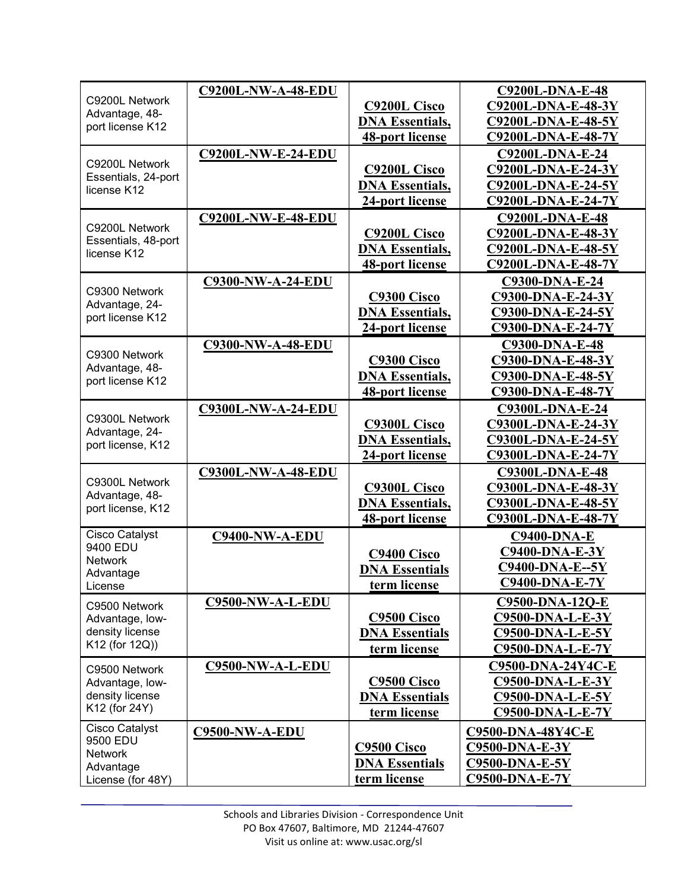| | | | |
|---|---|---|---|
| C9200L Network Advantage, 48-port license K12 | **C9200L-NW-A-48-EDU** | **C9200L Cisco DNA Essentials, 48-port license** | **C9200L-DNA-E-48**<br>**C9200L-DNA-E-48-3Y**<br>**C9200L-DNA-E-48-5Y**<br>**C9200L-DNA-E-48-7Y** |
| C9200L Network Essentials, 24-port license K12 | **C9200L-NW-E-24-EDU** | **C9200L Cisco DNA Essentials, 24-port license** | **C9200L-DNA-E-24**<br>**C9200L-DNA-E-24-3Y**<br>**C9200L-DNA-E-24-5Y**<br>**C9200L-DNA-E-24-7Y** |
| C9200L Network Essentials, 48-port license K12 | **C9200L-NW-E-48-EDU** | **C9200L Cisco DNA Essentials, 48-port license** | **C9200L-DNA-E-48**<br>**C9200L-DNA-E-48-3Y**<br>**C9200L-DNA-E-48-5Y**<br>**C9200L-DNA-E-48-7Y** |
| C9300 Network Advantage, 24-port license K12 | **C9300-NW-A-24-EDU** | **C9300 Cisco DNA Essentials, 24-port license** | **C9300-DNA-E-24**<br>**C9300-DNA-E-24-3Y**<br>**C9300-DNA-E-24-5Y**<br>**C9300-DNA-E-24-7Y** |
| C9300 Network Advantage, 48-port license K12 | **C9300-NW-A-48-EDU** | **C9300 Cisco DNA Essentials, 48-port license** | **C9300-DNA-E-48**<br>**C9300-DNA-E-48-3Y**<br>**C9300-DNA-E-48-5Y**<br>**C9300-DNA-E-48-7Y** |
| C9300L Network Advantage, 24-port license, K12 | **C9300L-NW-A-24-EDU** | **C9300L Cisco DNA Essentials, 24-port license** | **C9300L-DNA-E-24**<br>**C9300L-DNA-E-24-3Y**<br>**C9300L-DNA-E-24-5Y**<br>**C9300L-DNA-E-24-7Y** |
| C9300L Network Advantage, 48-port license, K12 | **C9300L-NW-A-48-EDU** | **C9300L Cisco DNA Essentials, 48-port license** | **C9300L-DNA-E-48**<br>**C9300L-DNA-E-48-3Y**<br>**C9300L-DNA-E-48-5Y**<br>**C9300L-DNA-E-48-7Y** |
| Cisco Catalyst 9400 EDU Network Advantage License | **C9400-NW-A-EDU** | **C9400 Cisco DNA Essentials term license** | **C9400-DNA-E**<br>**C9400-DNA-E-3Y**<br>**C9400-DNA-E--5Y**<br>**C9400-DNA-E-7Y** |
| C9500 Network Advantage, low-density license K12 (for 12Q)) | **C9500-NW-A-L-EDU** | **C9500 Cisco DNA Essentials term license** | **C9500-DNA-12Q-E**<br>**C9500-DNA-L-E-3Y**<br>**C9500-DNA-L-E-5Y**<br>**C9500-DNA-L-E-7Y** |
| C9500 Network Advantage, low-density license K12 (for 24Y) | **C9500-NW-A-L-EDU** | **C9500 Cisco DNA Essentials term license** | **C9500-DNA-24Y4C-E**<br>**C9500-DNA-L-E-3Y**<br>**C9500-DNA-L-E-5Y**<br>**C9500-DNA-L-E-7Y** |
| Cisco Catalyst 9500 EDU Network Advantage License (for 48Y) | **C9500-NW-A-EDU** | **C9500 Cisco DNA Essentials term license** | **C9500-DNA-48Y4C-E**<br>**C9500-DNA-E-3Y**<br>**C9500-DNA-E-5Y**<br>**C9500-DNA-E-7Y** |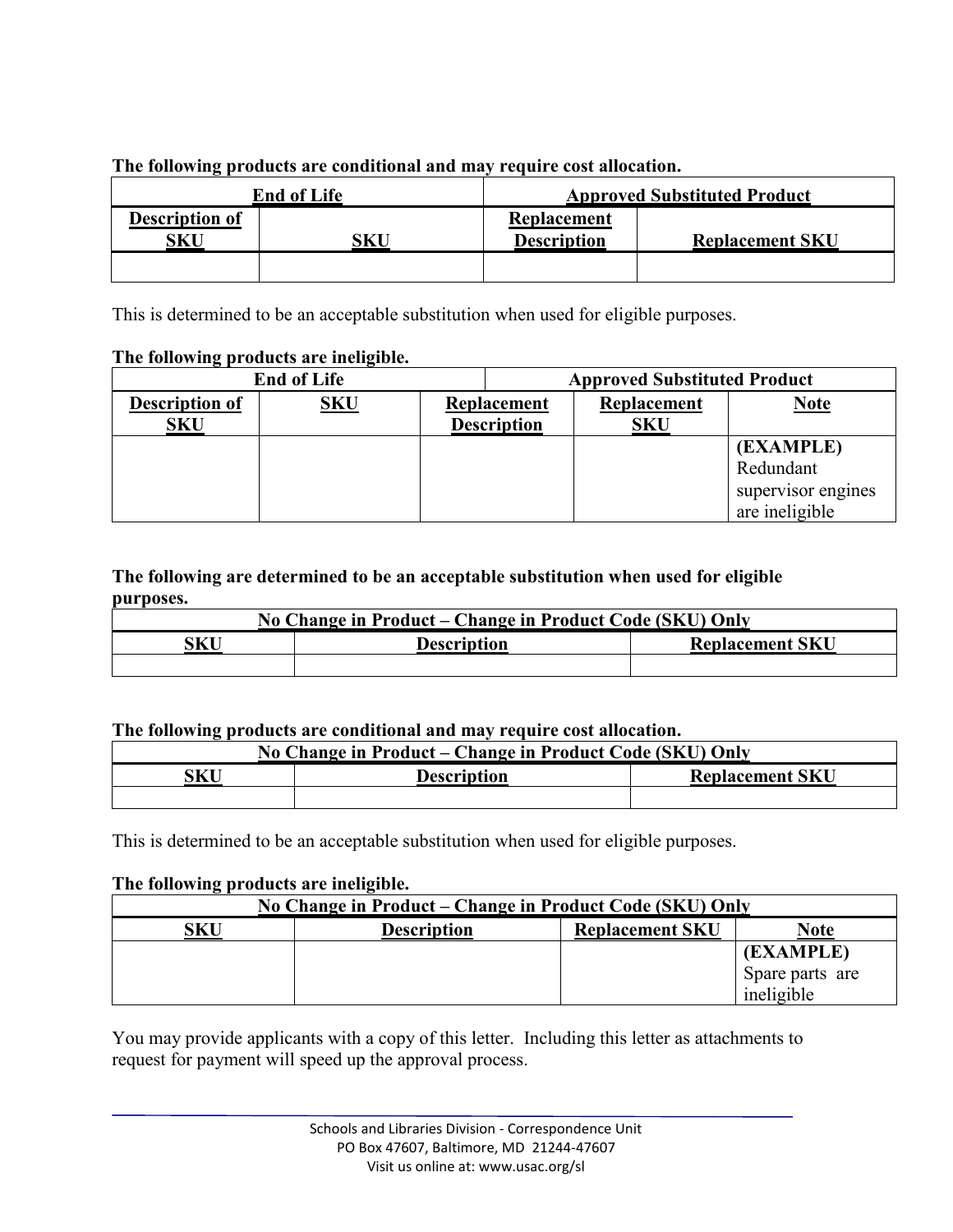**The following products are conditional and may require cost allocation.**

| End of Life | | Approved Substituted Product | |
|---|---|---|---|
| Description of SKU | SKU | Replacement Description | Replacement SKU |
| | | | |

This is determined to be an acceptable substitution when used for eligible purposes.

**The following products are ineligible.**

| End of Life | | Approved Substituted Product | | |
|---|---|---|---|---|
| Description of SKU | SKU | Replacement Description | Replacement SKU | Note |
| | | | | **(EXAMPLE)** Redundant supervisor engines are ineligible |

**The following are determined to be an acceptable substitution when used for eligible purposes.**

| No Change in Product – Change in Product Code (SKU) Only | | |
|---|---|---|
| SKU | Description | Replacement SKU |
| | | |

**The following products are conditional and may require cost allocation.**

| No Change in Product – Change in Product Code (SKU) Only | | |
|---|---|---|
| SKU | Description | Replacement SKU |
| | | |

This is determined to be an acceptable substitution when used for eligible purposes.

**The following products are ineligible.**

| No Change in Product – Change in Product Code (SKU) Only | | | |
|---|---|---|---|
| SKU | Description | Replacement SKU | Note |
| | | | **(EXAMPLE)** Spare parts are ineligible |

You may provide applicants with a copy of this letter. Including this letter as attachments to request for payment will speed up the approval process.

Schools and Libraries Division - Correspondence Unit
PO Box 47607, Baltimore, MD 21244-47607
Visit us online at: www.usac.org/sl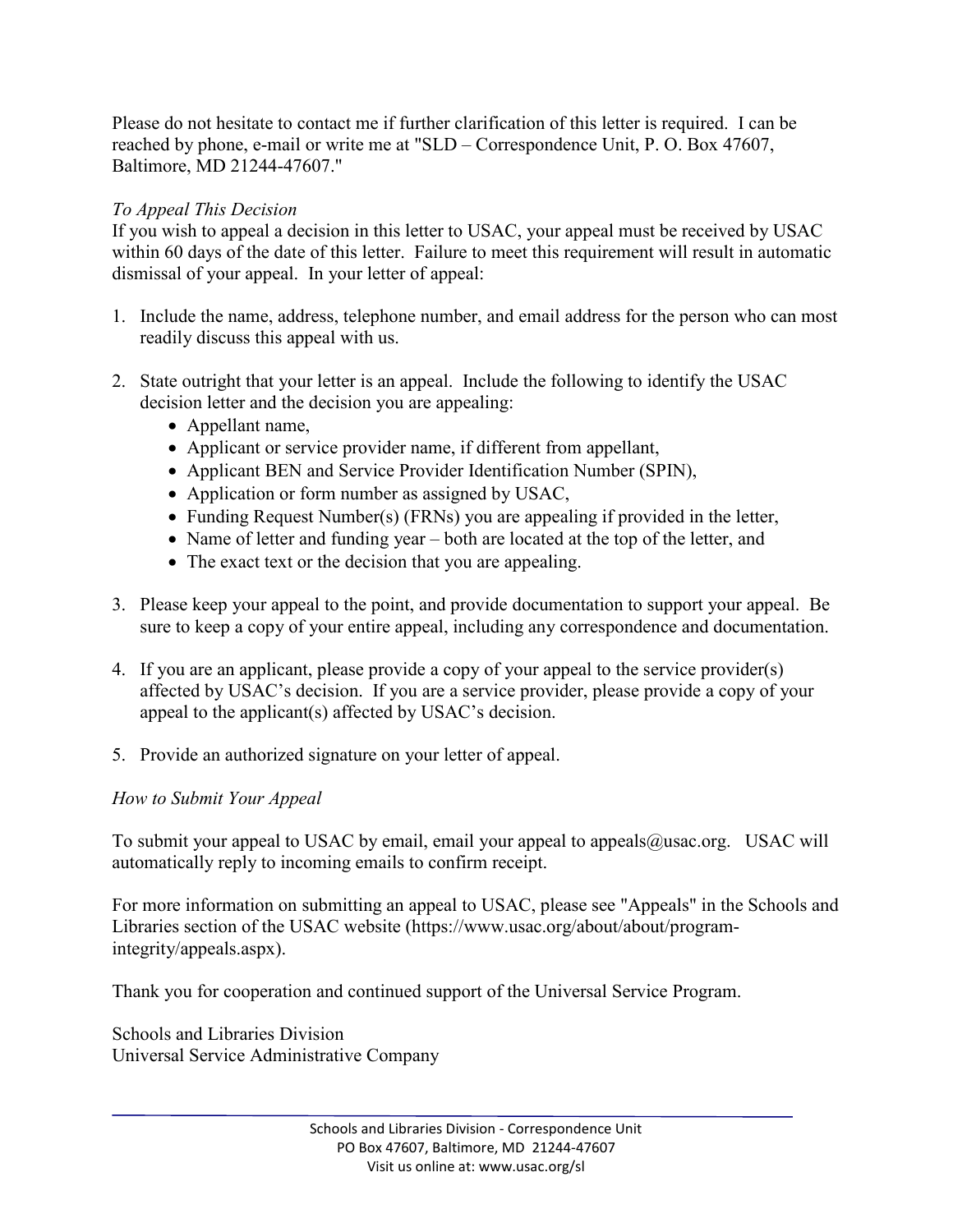Please do not hesitate to contact me if further clarification of this letter is required. I can be reached by phone, e-mail or write me at "SLD – Correspondence Unit, P. O. Box 47607, Baltimore, MD 21244-47607."

*To Appeal This Decision*

If you wish to appeal a decision in this letter to USAC, your appeal must be received by USAC within 60 days of the date of this letter. Failure to meet this requirement will result in automatic dismissal of your appeal. In your letter of appeal:

1. Include the name, address, telephone number, and email address for the person who can most readily discuss this appeal with us.

2. State outright that your letter is an appeal. Include the following to identify the USAC decision letter and the decision you are appealing:
   - Appellant name,
   - Applicant or service provider name, if different from appellant,
   - Applicant BEN and Service Provider Identification Number (SPIN),
   - Application or form number as assigned by USAC,
   - Funding Request Number(s) (FRNs) you are appealing if provided in the letter,
   - Name of letter and funding year – both are located at the top of the letter, and
   - The exact text or the decision that you are appealing.

3. Please keep your appeal to the point, and provide documentation to support your appeal. Be sure to keep a copy of your entire appeal, including any correspondence and documentation.

4. If you are an applicant, please provide a copy of your appeal to the service provider(s) affected by USAC's decision. If you are a service provider, please provide a copy of your appeal to the applicant(s) affected by USAC's decision.

5. Provide an authorized signature on your letter of appeal.

*How to Submit Your Appeal*

To submit your appeal to USAC by email, email your appeal to appeals@usac.org. USAC will automatically reply to incoming emails to confirm receipt.

For more information on submitting an appeal to USAC, please see "Appeals" in the Schools and Libraries section of the USAC website (https://www.usac.org/about/about/program-integrity/appeals.aspx).

Thank you for cooperation and continued support of the Universal Service Program.

Schools and Libraries Division
Universal Service Administrative Company